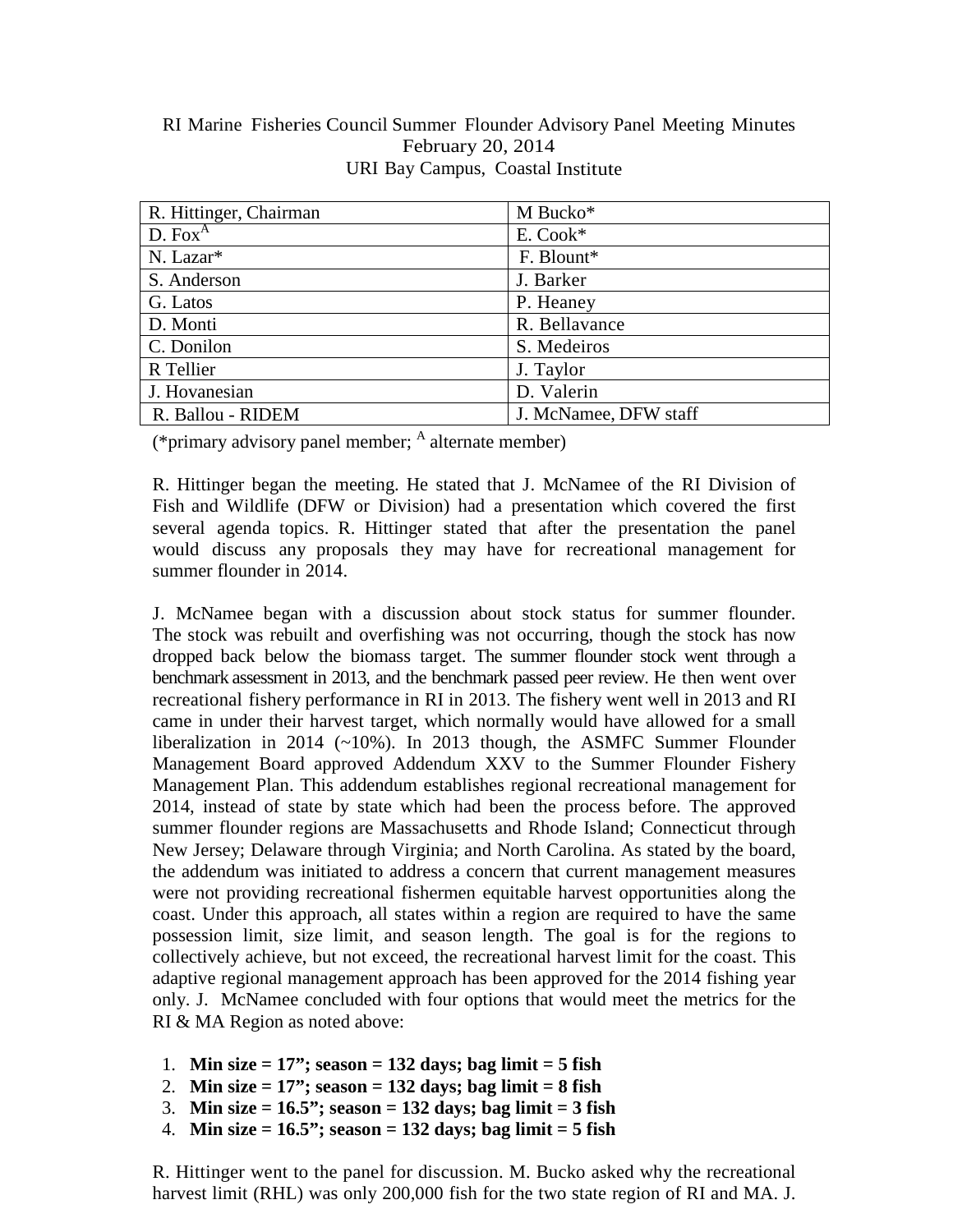# RI Marine Fisheries Council Summer Flounder Advisory Panel Meeting Minutes

February 20, 2014

URI Bay Campus, Coastal Institute

| | |
|---|---|
| R. Hittinger, Chairman | M Bucko* |
| D. Fox[A] | E. Cook* |
| N. Lazar* | F. Blount* |
| S. Anderson | J. Barker |
| G. Latos | P. Heaney |
| D. Monti | R. Bellavance |
| C. Donilon | S. Medeiros |
| R Tellier | J. Taylor |
| J. Hovanesian | D. Valerin |
| R. Ballou - RIDEM | J. McNamee, DFW staff |

(*primary advisory panel member; [A] alternate member)

R. Hittinger began the meeting. He stated that J. McNamee of the RI Division of Fish and Wildlife (DFW or Division) had a presentation which covered the first several agenda topics. R. Hittinger stated that after the presentation the panel would discuss any proposals they may have for recreational management for summer flounder in 2014.

J. McNamee began with a discussion about stock status for summer flounder. The stock was rebuilt and overfishing was not occurring, though the stock has now dropped back below the biomass target. The summer flounder stock went through a benchmark assessment in 2013, and the benchmark passed peer review. He then went over recreational fishery performance in RI in 2013. The fishery went well in 2013 and RI came in under their harvest target, which normally would have allowed for a small liberalization in 2014 (~10%). In 2013 though, the ASMFC Summer Flounder Management Board approved Addendum XXV to the Summer Flounder Fishery Management Plan. This addendum establishes regional recreational management for 2014, instead of state by state which had been the process before. The approved summer flounder regions are Massachusetts and Rhode Island; Connecticut through New Jersey; Delaware through Virginia; and North Carolina. As stated by the board, the addendum was initiated to address a concern that current management measures were not providing recreational fishermen equitable harvest opportunities along the coast. Under this approach, all states within a region are required to have the same possession limit, size limit, and season length. The goal is for the regions to collectively achieve, but not exceed, the recreational harvest limit for the coast. This adaptive regional management approach has been approved for the 2014 fishing year only. J. McNamee concluded with four options that would meet the metrics for the RI & MA Region as noted above:

1. **Min size = 17"; season = 132 days; bag limit = 5 fish**
2. **Min size = 17"; season = 132 days; bag limit = 8 fish**
3. **Min size = 16.5"; season = 132 days; bag limit = 3 fish**
4. **Min size = 16.5"; season = 132 days; bag limit = 5 fish**

R. Hittinger went to the panel for discussion. M. Bucko asked why the recreational harvest limit (RHL) was only 200,000 fish for the two state region of RI and MA. J.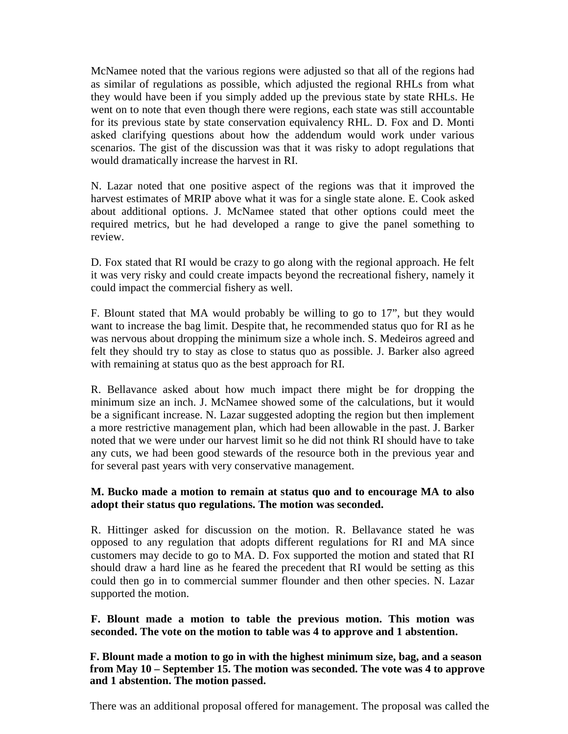McNamee noted that the various regions were adjusted so that all of the regions had as similar of regulations as possible, which adjusted the regional RHLs from what they would have been if you simply added up the previous state by state RHLs. He went on to note that even though there were regions, each state was still accountable for its previous state by state conservation equivalency RHL. D. Fox and D. Monti asked clarifying questions about how the addendum would work under various scenarios. The gist of the discussion was that it was risky to adopt regulations that would dramatically increase the harvest in RI.

N. Lazar noted that one positive aspect of the regions was that it improved the harvest estimates of MRIP above what it was for a single state alone. E. Cook asked about additional options. J. McNamee stated that other options could meet the required metrics, but he had developed a range to give the panel something to review.

D. Fox stated that RI would be crazy to go along with the regional approach. He felt it was very risky and could create impacts beyond the recreational fishery, namely it could impact the commercial fishery as well.

F. Blount stated that MA would probably be willing to go to 17", but they would want to increase the bag limit. Despite that, he recommended status quo for RI as he was nervous about dropping the minimum size a whole inch. S. Medeiros agreed and felt they should try to stay as close to status quo as possible. J. Barker also agreed with remaining at status quo as the best approach for RI.

R. Bellavance asked about how much impact there might be for dropping the minimum size an inch. J. McNamee showed some of the calculations, but it would be a significant increase. N. Lazar suggested adopting the region but then implement a more restrictive management plan, which had been allowable in the past. J. Barker noted that we were under our harvest limit so he did not think RI should have to take any cuts, we had been good stewards of the resource both in the previous year and for several past years with very conservative management.

**M. Bucko made a motion to remain at status quo and to encourage MA to also adopt their status quo regulations. The motion was seconded.**

R. Hittinger asked for discussion on the motion. R. Bellavance stated he was opposed to any regulation that adopts different regulations for RI and MA since customers may decide to go to MA. D. Fox supported the motion and stated that RI should draw a hard line as he feared the precedent that RI would be setting as this could then go in to commercial summer flounder and then other species. N. Lazar supported the motion.

**F. Blount made a motion to table the previous motion. This motion was seconded. The vote on the motion to table was 4 to approve and 1 abstention.**

**F. Blount made a motion to go in with the highest minimum size, bag, and a season from May 10 – September 15. The motion was seconded. The vote was 4 to approve and 1 abstention. The motion passed.**

There was an additional proposal offered for management. The proposal was called the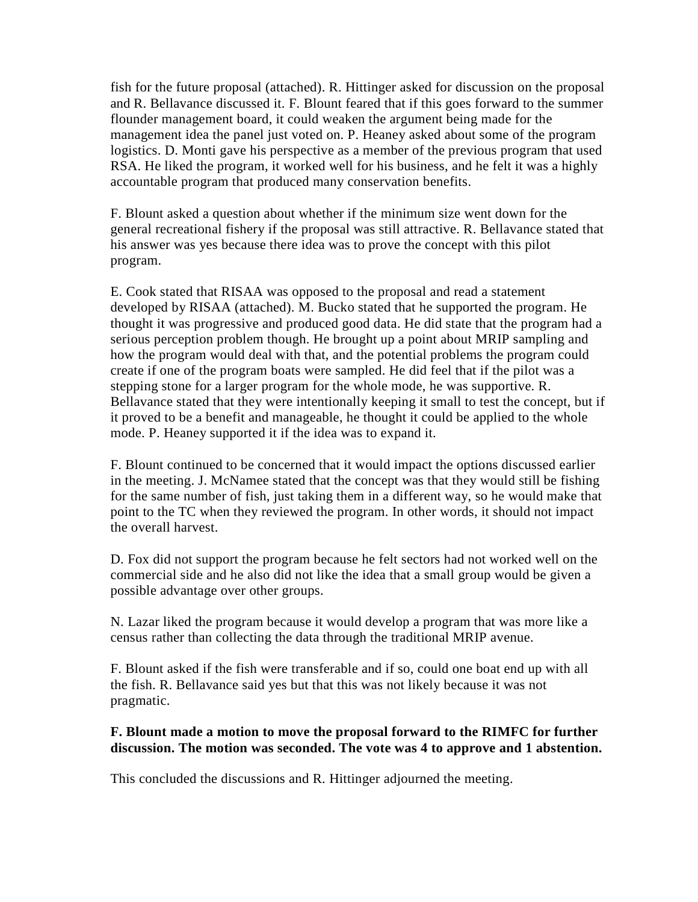fish for the future proposal (attached). R. Hittinger asked for discussion on the proposal and R. Bellavance discussed it. F. Blount feared that if this goes forward to the summer flounder management board, it could weaken the argument being made for the management idea the panel just voted on. P. Heaney asked about some of the program logistics. D. Monti gave his perspective as a member of the previous program that used RSA. He liked the program, it worked well for his business, and he felt it was a highly accountable program that produced many conservation benefits.

F. Blount asked a question about whether if the minimum size went down for the general recreational fishery if the proposal was still attractive. R. Bellavance stated that his answer was yes because there idea was to prove the concept with this pilot program.

E. Cook stated that RISAA was opposed to the proposal and read a statement developed by RISAA (attached). M. Bucko stated that he supported the program. He thought it was progressive and produced good data. He did state that the program had a serious perception problem though. He brought up a point about MRIP sampling and how the program would deal with that, and the potential problems the program could create if one of the program boats were sampled. He did feel that if the pilot was a stepping stone for a larger program for the whole mode, he was supportive. R. Bellavance stated that they were intentionally keeping it small to test the concept, but if it proved to be a benefit and manageable, he thought it could be applied to the whole mode. P. Heaney supported it if the idea was to expand it.

F. Blount continued to be concerned that it would impact the options discussed earlier in the meeting. J. McNamee stated that the concept was that they would still be fishing for the same number of fish, just taking them in a different way, so he would make that point to the TC when they reviewed the program. In other words, it should not impact the overall harvest.

D. Fox did not support the program because he felt sectors had not worked well on the commercial side and he also did not like the idea that a small group would be given a possible advantage over other groups.

N. Lazar liked the program because it would develop a program that was more like a census rather than collecting the data through the traditional MRIP avenue.

F. Blount asked if the fish were transferable and if so, could one boat end up with all the fish. R. Bellavance said yes but that this was not likely because it was not pragmatic.

**F. Blount made a motion to move the proposal forward to the RIMFC for further discussion. The motion was seconded. The vote was 4 to approve and 1 abstention.**

This concluded the discussions and R. Hittinger adjourned the meeting.